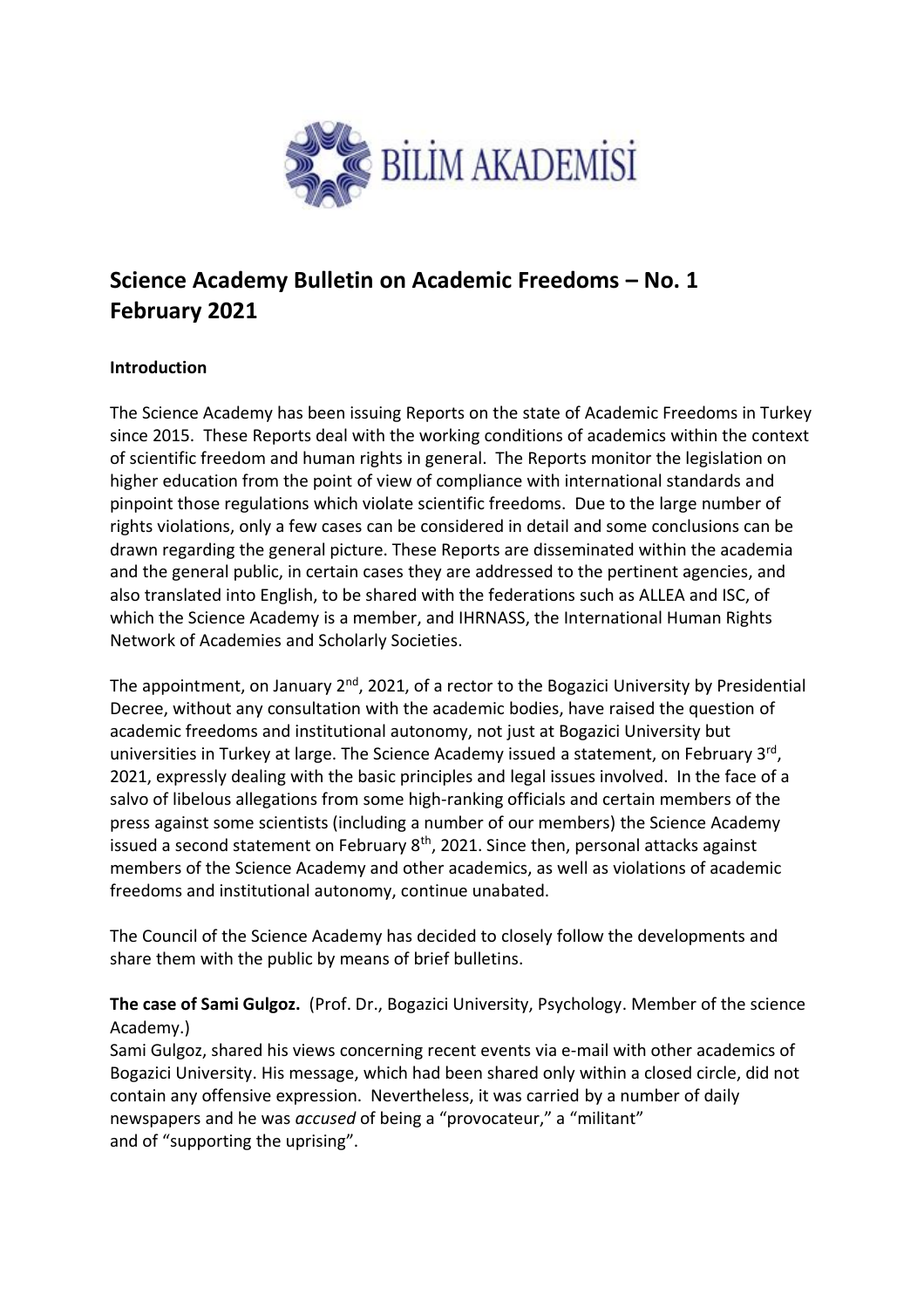# Science Academy Bulletin on Academic Freedoms – No. 1
# February 2021

**Introduction**

The Science Academy has been issuing Reports on the state of Academic Freedoms in Turkey since 2015. These Reports deal with the working conditions of academics within the context of scientific freedom and human rights in general. The Reports monitor the legislation on higher education from the point of view of compliance with international standards and pinpoint those regulations which violate scientific freedoms. Due to the large number of rights violations, only a few cases can be considered in detail and some conclusions can be drawn regarding the general picture. These Reports are disseminated within the academia and the general public, in certain cases they are addressed to the pertinent agencies, and also translated into English, to be shared with the federations such as ALLEA and ISC, of which the Science Academy is a member, and IHRNASS, the International Human Rights Network of Academies and Scholarly Societies.

The appointment, on January 2nd, 2021, of a rector to the Bogazici University by Presidential Decree, without any consultation with the academic bodies, have raised the question of academic freedoms and institutional autonomy, not just at Bogazici University but universities in Turkey at large. The Science Academy issued a statement, on February 3rd, 2021, expressly dealing with the basic principles and legal issues involved. In the face of a salvo of libelous allegations from some high-ranking officials and certain members of the press against some scientists (including a number of our members) the Science Academy issued a second statement on February 8th, 2021. Since then, personal attacks against members of the Science Academy and other academics, as well as violations of academic freedoms and institutional autonomy, continue unabated.

The Council of the Science Academy has decided to closely follow the developments and share them with the public by means of brief bulletins.

**The case of Sami Gulgoz.** (Prof. Dr., Bogazici University, Psychology. Member of the science Academy.)
Sami Gulgoz, shared his views concerning recent events via e-mail with other academics of Bogazici University. His message, which had been shared only within a closed circle, did not contain any offensive expression. Nevertheless, it was carried by a number of daily newspapers and he was *accused* of being a "provocateur," a "militant" and of "supporting the uprising".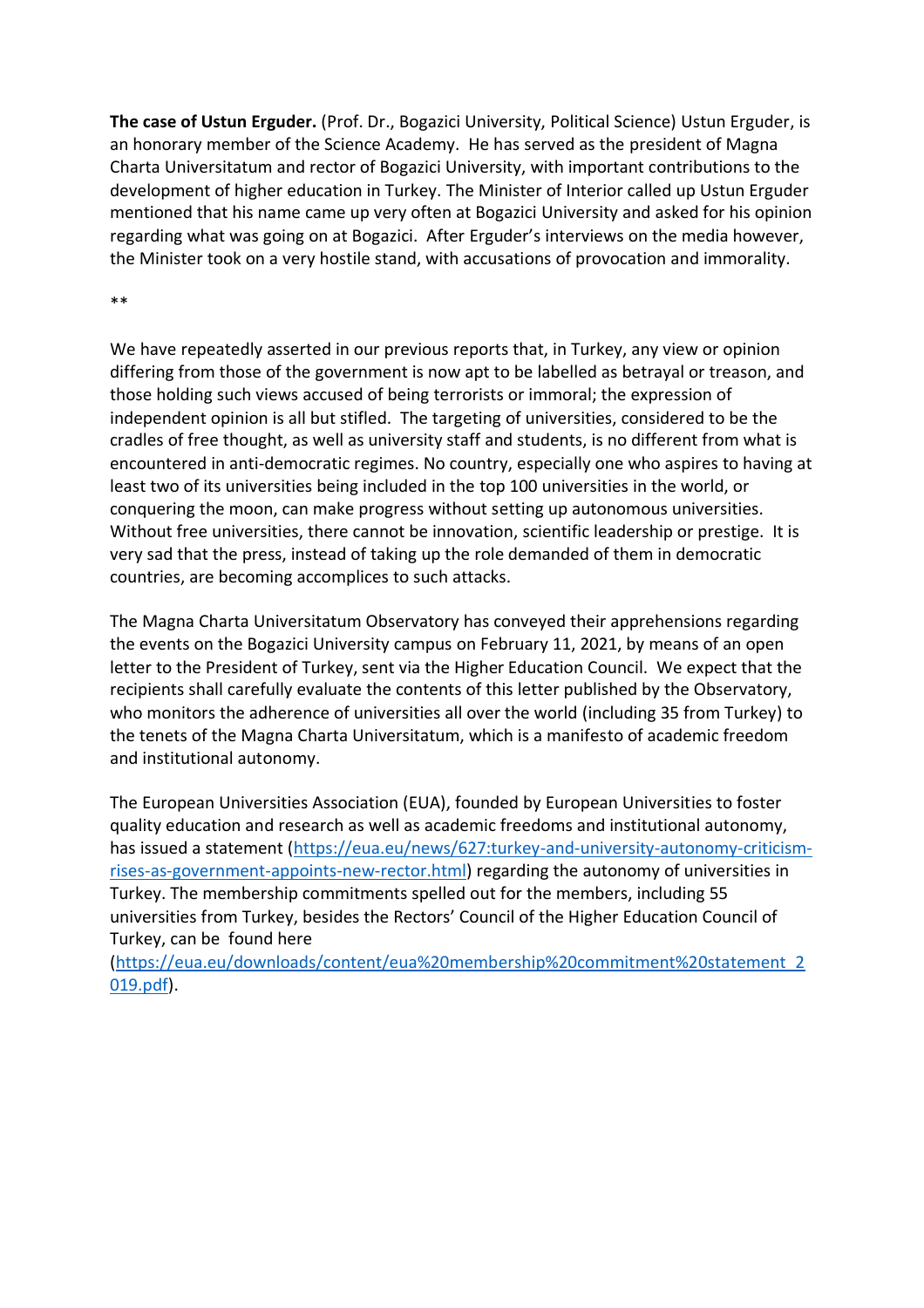**The case of Ustun Erguder.** (Prof. Dr., Bogazici University, Political Science) Ustun Erguder, is an honorary member of the Science Academy. He has served as the president of Magna Charta Universitatum and rector of Bogazici University, with important contributions to the development of higher education in Turkey. The Minister of Interior called up Ustun Erguder mentioned that his name came up very often at Bogazici University and asked for his opinion regarding what was going on at Bogazici. After Erguder's interviews on the media however, the Minister took on a very hostile stand, with accusations of provocation and immorality.

**

We have repeatedly asserted in our previous reports that, in Turkey, any view or opinion differing from those of the government is now apt to be labelled as betrayal or treason, and those holding such views accused of being terrorists or immoral; the expression of independent opinion is all but stifled. The targeting of universities, considered to be the cradles of free thought, as well as university staff and students, is no different from what is encountered in anti-democratic regimes. No country, especially one who aspires to having at least two of its universities being included in the top 100 universities in the world, or conquering the moon, can make progress without setting up autonomous universities. Without free universities, there cannot be innovation, scientific leadership or prestige. It is very sad that the press, instead of taking up the role demanded of them in democratic countries, are becoming accomplices to such attacks.

The Magna Charta Universitatum Observatory has conveyed their apprehensions regarding the events on the Bogazici University campus on February 11, 2021, by means of an open letter to the President of Turkey, sent via the Higher Education Council. We expect that the recipients shall carefully evaluate the contents of this letter published by the Observatory, who monitors the adherence of universities all over the world (including 35 from Turkey) to the tenets of the Magna Charta Universitatum, which is a manifesto of academic freedom and institutional autonomy.

The European Universities Association (EUA), founded by European Universities to foster quality education and research as well as academic freedoms and institutional autonomy, has issued a statement (https://eua.eu/news/627:turkey-and-university-autonomy-criticism-rises-as-government-appoints-new-rector.html) regarding the autonomy of universities in Turkey. The membership commitments spelled out for the members, including 55 universities from Turkey, besides the Rectors' Council of the Higher Education Council of Turkey, can be found here (https://eua.eu/downloads/content/eua%20membership%20commitment%20statement_2019.pdf).